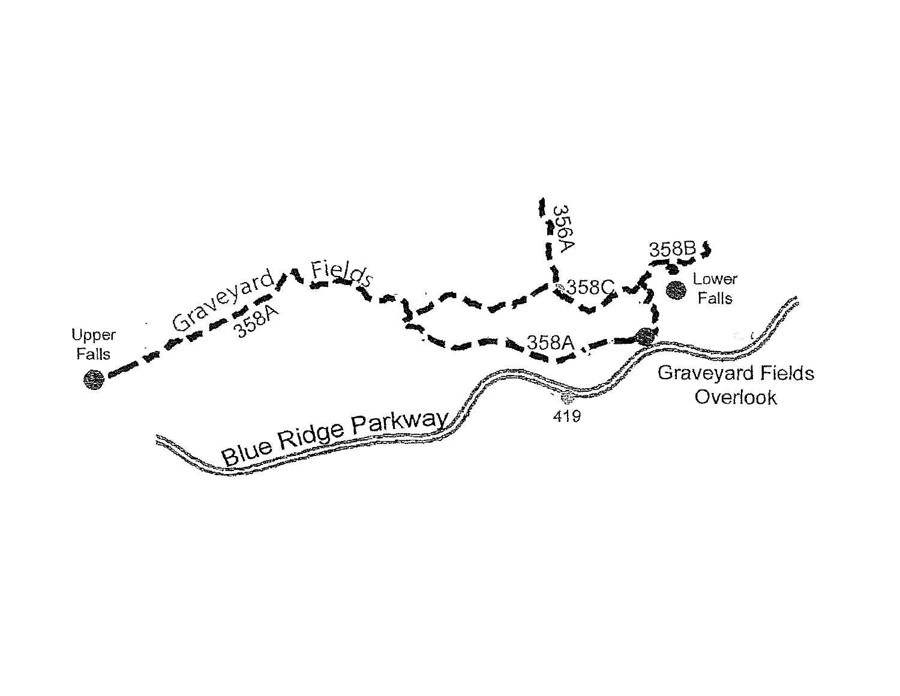356A

358B

Lower Falls

358C

Graveyard Fields

358A

Upper Falls

358A

Graveyard Fields Overlook

419

Blue Ridge Parkway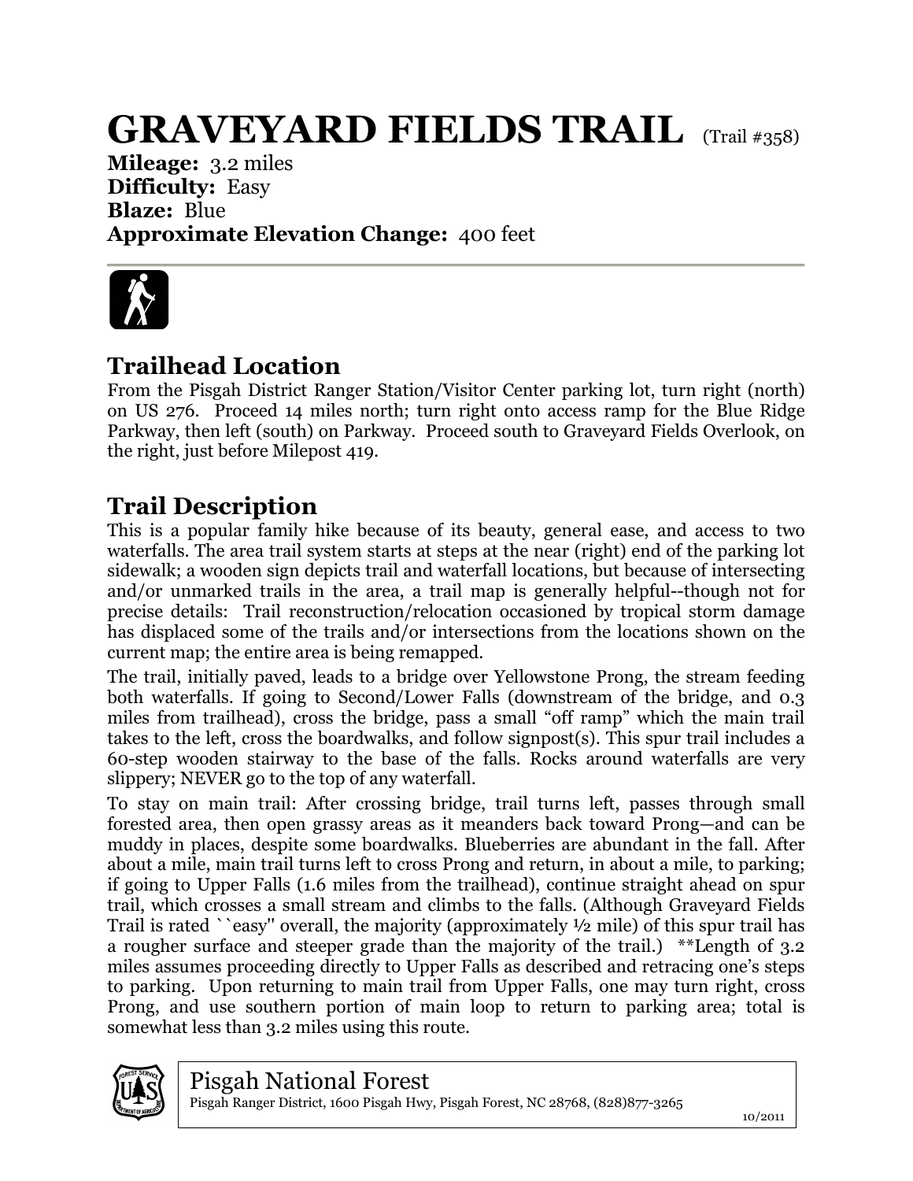# GRAVEYARD FIELDS TRAIL (Trail #358)

**Mileage:** 3.2 miles
**Difficulty:** Easy
**Blaze:** Blue
**Approximate Elevation Change:** 400 feet

## Trailhead Location

From the Pisgah District Ranger Station/Visitor Center parking lot, turn right (north) on US 276. Proceed 14 miles north; turn right onto access ramp for the Blue Ridge Parkway, then left (south) on Parkway. Proceed south to Graveyard Fields Overlook, on the right, just before Milepost 419.

## Trail Description

This is a popular family hike because of its beauty, general ease, and access to two waterfalls. The area trail system starts at steps at the near (right) end of the parking lot sidewalk; a wooden sign depicts trail and waterfall locations, but because of intersecting and/or unmarked trails in the area, a trail map is generally helpful--though not for precise details: Trail reconstruction/relocation occasioned by tropical storm damage has displaced some of the trails and/or intersections from the locations shown on the current map; the entire area is being remapped.

The trail, initially paved, leads to a bridge over Yellowstone Prong, the stream feeding both waterfalls. If going to Second/Lower Falls (downstream of the bridge, and 0.3 miles from trailhead), cross the bridge, pass a small "off ramp" which the main trail takes to the left, cross the boardwalks, and follow signpost(s). This spur trail includes a 60-step wooden stairway to the base of the falls. Rocks around waterfalls are very slippery; NEVER go to the top of any waterfall.

To stay on main trail: After crossing bridge, trail turns left, passes through small forested area, then open grassy areas as it meanders back toward Prong—and can be muddy in places, despite some boardwalks. Blueberries are abundant in the fall. After about a mile, main trail turns left to cross Prong and return, in about a mile, to parking; if going to Upper Falls (1.6 miles from the trailhead), continue straight ahead on spur trail, which crosses a small stream and climbs to the falls. (Although Graveyard Fields Trail is rated ``easy'' overall, the majority (approximately ½ mile) of this spur trail has a rougher surface and steeper grade than the majority of the trail.) **Length of 3.2 miles assumes proceeding directly to Upper Falls as described and retracing one's steps to parking. Upon returning to main trail from Upper Falls, one may turn right, cross Prong, and use southern portion of main loop to return to parking area; total is somewhat less than 3.2 miles using this route.

Pisgah National Forest
Pisgah Ranger District, 1600 Pisgah Hwy, Pisgah Forest, NC 28768, (828)877-3265
10/2011